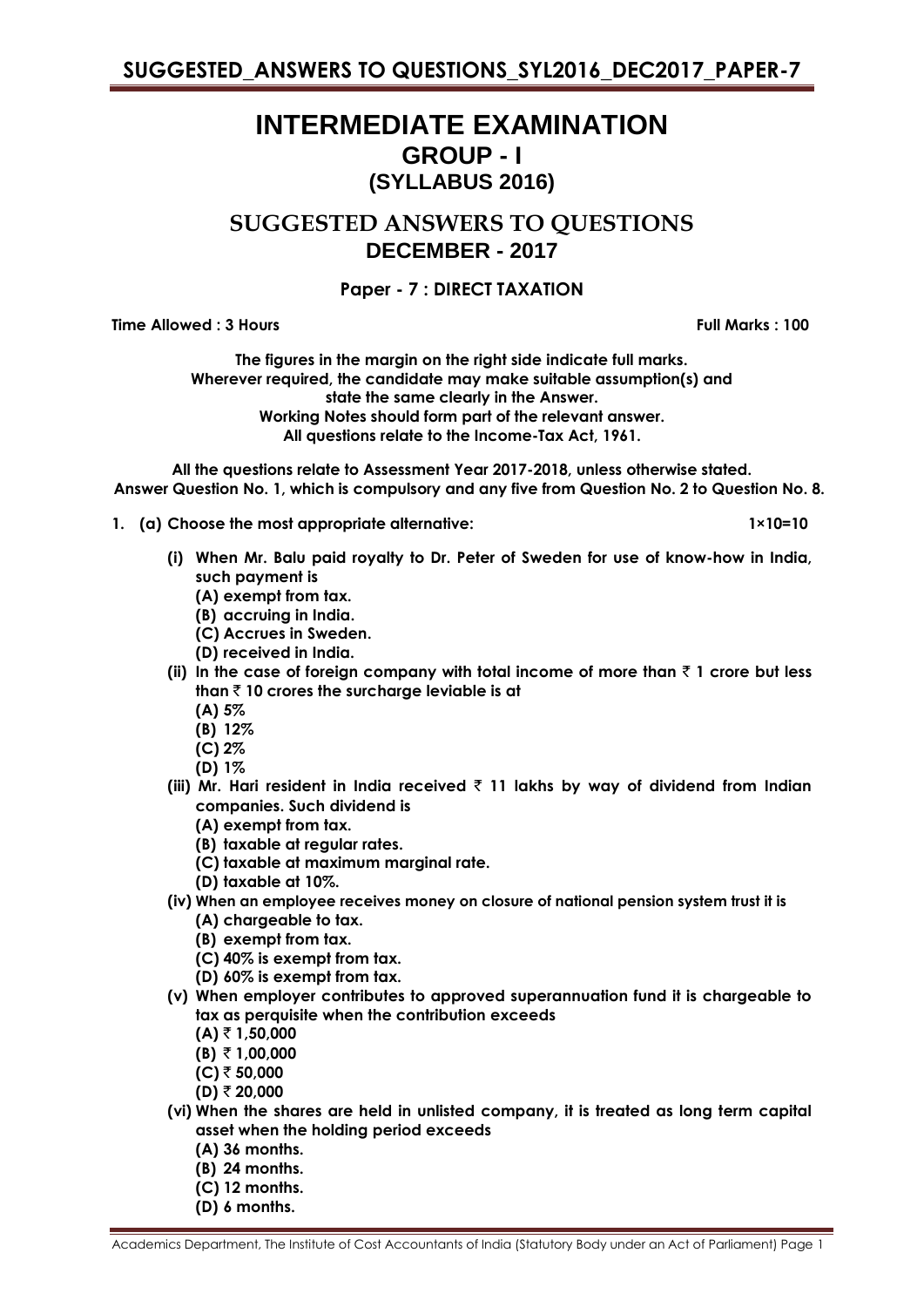# INTERMEDIATE EXAMINATION
## GROUP - I
## (SYLLABUS 2016)

## SUGGESTED ANSWERS TO QUESTIONS
## DECEMBER - 2017

### Paper - 7 : DIRECT TAXATION

**Time Allowed : 3 Hours** **Full Marks : 100**

**The figures in the margin on the right side indicate full marks.**
**Wherever required, the candidate may make suitable assumption(s) and state the same clearly in the Answer.**
**Working Notes should form part of the relevant answer.**
**All questions relate to the Income-Tax Act, 1961.**

**All the questions relate to Assessment Year 2017-2018, unless otherwise stated.**
**Answer Question No. 1, which is compulsory and any five from Question No. 2 to Question No. 8.**

**1. (a) Choose the most appropriate alternative: 1×10=10**

**(i) When Mr. Balu paid royalty to Dr. Peter of Sweden for use of know-how in India, such payment is**
- **(A) exempt from tax.**
- **(B) accruing in India.**
- **(C) Accrues in Sweden.**
- **(D) received in India.**

**(ii) In the case of foreign company with total income of more than ₹ 1 crore but less than ₹ 10 crores the surcharge leviable is at**
- **(A) 5%**
- **(B) 12%**
- **(C) 2%**
- **(D) 1%**

**(iii) Mr. Hari resident in India received ₹ 11 lakhs by way of dividend from Indian companies. Such dividend is**
- **(A) exempt from tax.**
- **(B) taxable at regular rates.**
- **(C) taxable at maximum marginal rate.**
- **(D) taxable at 10%.**

**(iv) When an employee receives money on closure of national pension system trust it is**
- **(A) chargeable to tax.**
- **(B) exempt from tax.**
- **(C) 40% is exempt from tax.**
- **(D) 60% is exempt from tax.**

**(v) When employer contributes to approved superannuation fund it is chargeable to tax as perquisite when the contribution exceeds**
- **(A) ₹ 1,50,000**
- **(B) ₹ 1,00,000**
- **(C) ₹ 50,000**
- **(D) ₹ 20,000**

**(vi) When the shares are held in unlisted company, it is treated as long term capital asset when the holding period exceeds**
- **(A) 36 months.**
- **(B) 24 months.**
- **(C) 12 months.**
- **(D) 6 months.**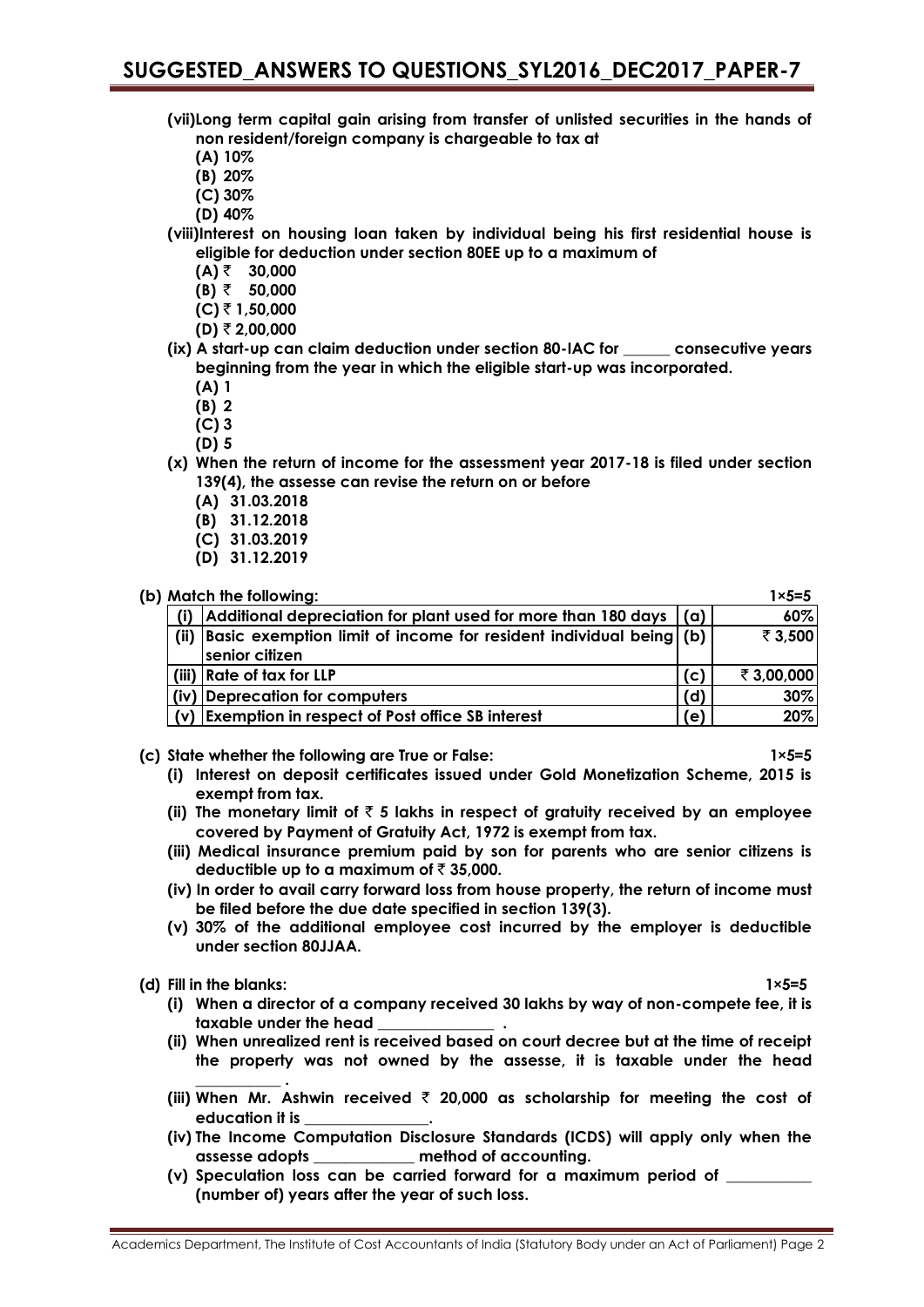**(vii)Long term capital gain arising from transfer of unlisted securities in the hands of non resident/foreign company is chargeable to tax at**

- **(A) 10%**
- **(B) 20%**
- **(C) 30%**
- **(D) 40%**

**(viii)Interest on housing loan taken by individual being his first residential house is eligible for deduction under section 80EE up to a maximum of**

- **(A) ₹ 30,000**
- **(B) ₹ 50,000**
- **(C) ₹ 1,50,000**
- **(D) ₹ 2,00,000**

**(ix) A start-up can claim deduction under section 80-IAC for ______ consecutive years beginning from the year in which the eligible start-up was incorporated.**

- **(A) 1**
- **(B) 2**
- **(C) 3**
- **(D) 5**

**(x) When the return of income for the assessment year 2017-18 is filed under section 139(4), the assesse can revise the return on or before**

- **(A) 31.03.2018**
- **(B) 31.12.2018**
- **(C) 31.03.2019**
- **(D) 31.12.2019**

**(b) Match the following:** **1×5=5**

| | | | |
|---|---|---|---|
| **(i)** | **Additional depreciation for plant used for more than 180 days** | **(a)** | **60%** |
| **(ii)** | **Basic exemption limit of income for resident individual being senior citizen** | **(b)** | **₹ 3,500** |
| **(iii)** | **Rate of tax for LLP** | **(c)** | **₹ 3,00,000** |
| **(iv)** | **Deprecation for computers** | **(d)** | **30%** |
| **(v)** | **Exemption in respect of Post office SB interest** | **(e)** | **20%** |

**(c) State whether the following are True or False:** **1×5=5**

**(i) Interest on deposit certificates issued under Gold Monetization Scheme, 2015 is exempt from tax.**

**(ii) The monetary limit of ₹ 5 lakhs in respect of gratuity received by an employee covered by Payment of Gratuity Act, 1972 is exempt from tax.**

**(iii) Medical insurance premium paid by son for parents who are senior citizens is deductible up to a maximum of ₹ 35,000.**

**(iv) In order to avail carry forward loss from house property, the return of income must be filed before the due date specified in section 139(3).**

**(v) 30% of the additional employee cost incurred by the employer is deductible under section 80JJAA.**

**(d) Fill in the blanks:** **1×5=5**

**(i) When a director of a company received 30 lakhs by way of non-compete fee, it is taxable under the head ______________ .**

**(ii) When unrealized rent is received based on court decree but at the time of receipt the property was not owned by the assesse, it is taxable under the head __________ .**

**(iii) When Mr. Ashwin received ₹ 20,000 as scholarship for meeting the cost of education it is _______________.**

**(iv) The Income Computation Disclosure Standards (ICDS) will apply only when the assesse adopts ____________ method of accounting.**

**(v) Speculation loss can be carried forward for a maximum period of __________ (number of) years after the year of such loss.**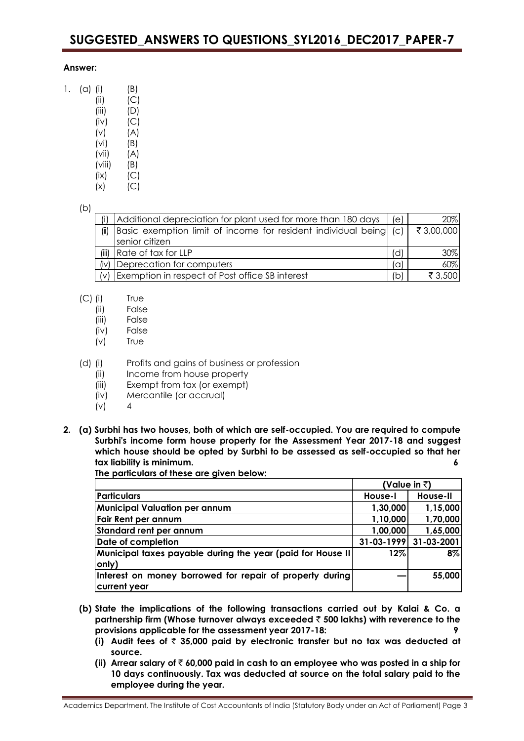**Answer:**

1. (a)
   - (i) (B)
   - (ii) (C)
   - (iii) (D)
   - (iv) (C)
   - (v) (A)
   - (vi) (B)
   - (vii) (A)
   - (viii) (B)
   - (ix) (C)
   - (x) (C)

(b)

| | | | |
|---|---|---|---|
| (i) | Additional depreciation for plant used for more than 180 days | (e) | 20% |
| (ii) | Basic exemption limit of income for resident individual being senior citizen | (c) | ₹ 3,00,000 |
| (iii) | Rate of tax for LLP | (d) | 30% |
| (iv) | Deprecation for computers | (a) | 60% |
| (v) | Exemption in respect of Post office SB interest | (b) | ₹ 3,500 |

(C)
- (i) True
- (ii) False
- (iii) False
- (iv) False
- (v) True

(d)
- (i) Profits and gains of business or profession
- (ii) Income from house property
- (iii) Exempt from tax (or exempt)
- (iv) Mercantile (or accrual)
- (v) 4

**2. (a) Surbhi has two houses, both of which are self-occupied. You are required to compute Surbhi's income form house property for the Assessment Year 2017-18 and suggest which house should be opted by Surbhi to be assessed as self-occupied so that her tax liability is minimum.** **6**

**The particulars of these are given below:**

| | (Value in ₹) | |
|---|---|---|
| **Particulars** | **House-I** | **House-II** |
| **Municipal Valuation per annum** | **1,30,000** | **1,15,000** |
| **Fair Rent per annum** | **1,10,000** | **1,70,000** |
| **Standard rent per annum** | **1,00,000** | **1,65,000** |
| **Date of completion** | **31-03-1999** | **31-03-2001** |
| **Municipal taxes payable during the year (paid for House II only)** | **12%** | **8%** |
| **Interest on money borrowed for repair of property during current year** | **—** | **55,000** |

**(b) State the implications of the following transactions carried out by Kalai & Co. a partnership firm (Whose turnover always exceeded ₹ 500 lakhs) with reverence to the provisions applicable for the assessment year 2017-18:** **9**

**(i) Audit fees of ₹ 35,000 paid by electronic transfer but no tax was deducted at source.**

**(ii) Arrear salary of ₹ 60,000 paid in cash to an employee who was posted in a ship for 10 days continuously. Tax was deducted at source on the total salary paid to the employee during the year.**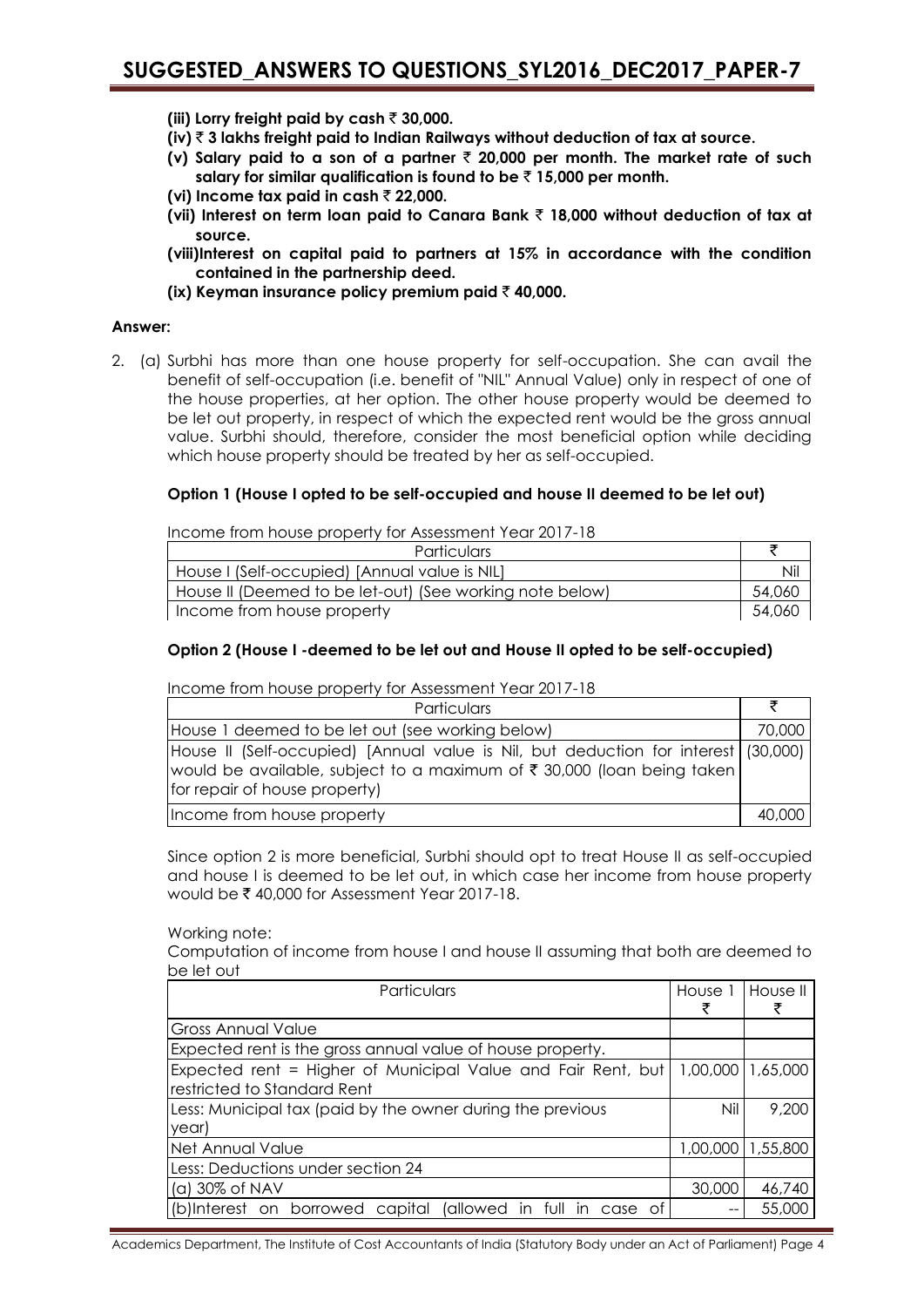- **(iii) Lorry freight paid by cash ₹ 30,000.**
- **(iv) ₹ 3 lakhs freight paid to Indian Railways without deduction of tax at source.**
- **(v) Salary paid to a son of a partner ₹ 20,000 per month. The market rate of such salary for similar qualification is found to be ₹ 15,000 per month.**
- **(vi) Income tax paid in cash ₹ 22,000.**
- **(vii) Interest on term loan paid to Canara Bank ₹ 18,000 without deduction of tax at source.**
- **(viii)Interest on capital paid to partners at 15% in accordance with the condition contained in the partnership deed.**
- **(ix) Keyman insurance policy premium paid ₹ 40,000.**

**Answer:**

2. (a) Surbhi has more than one house property for self-occupation. She can avail the benefit of self-occupation (i.e. benefit of "NIL" Annual Value) only in respect of one of the house properties, at her option. The other house property would be deemed to be let out property, in respect of which the expected rent would be the gross annual value. Surbhi should, therefore, consider the most beneficial option while deciding which house property should be treated by her as self-occupied.

**Option 1 (House I opted to be self-occupied and house II deemed to be let out)**

Income from house property for Assessment Year 2017-18

| Particulars | ₹ |
|---|---|
| House I (Self-occupied) [Annual value is NIL] | Nil |
| House II (Deemed to be let-out) (See working note below) | 54,060 |
| Income from house property | 54,060 |

**Option 2 (House I -deemed to be let out and House II opted to be self-occupied)**

Income from house property for Assessment Year 2017-18

| Particulars | ₹ |
|---|---|
| House 1 deemed to be let out (see working below) | 70,000 |
| House II (Self-occupied) [Annual value is Nil, but deduction for interest would be available, subject to a maximum of ₹ 30,000 (loan being taken for repair of house property) | (30,000) |
| Income from house property | 40,000 |

Since option 2 is more beneficial, Surbhi should opt to treat House II as self-occupied and house I is deemed to be let out, in which case her income from house property would be ₹ 40,000 for Assessment Year 2017-18.

Working note:

Computation of income from house I and house II assuming that both are deemed to be let out

| Particulars | House 1 ₹ | House II ₹ |
|---|---|---|
| Gross Annual Value | | |
| Expected rent is the gross annual value of house property. | | |
| Expected rent = Higher of Municipal Value and Fair Rent, but restricted to Standard Rent | 1,00,000 | 1,65,000 |
| Less: Municipal tax (paid by the owner during the previous year) | Nil | 9,200 |
| Net Annual Value | 1,00,000 | 1,55,800 |
| Less: Deductions under section 24 | | |
| (a) 30% of NAV | 30,000 | 46,740 |
| (b)Interest on borrowed capital (allowed in full in case of | -- | 55,000 |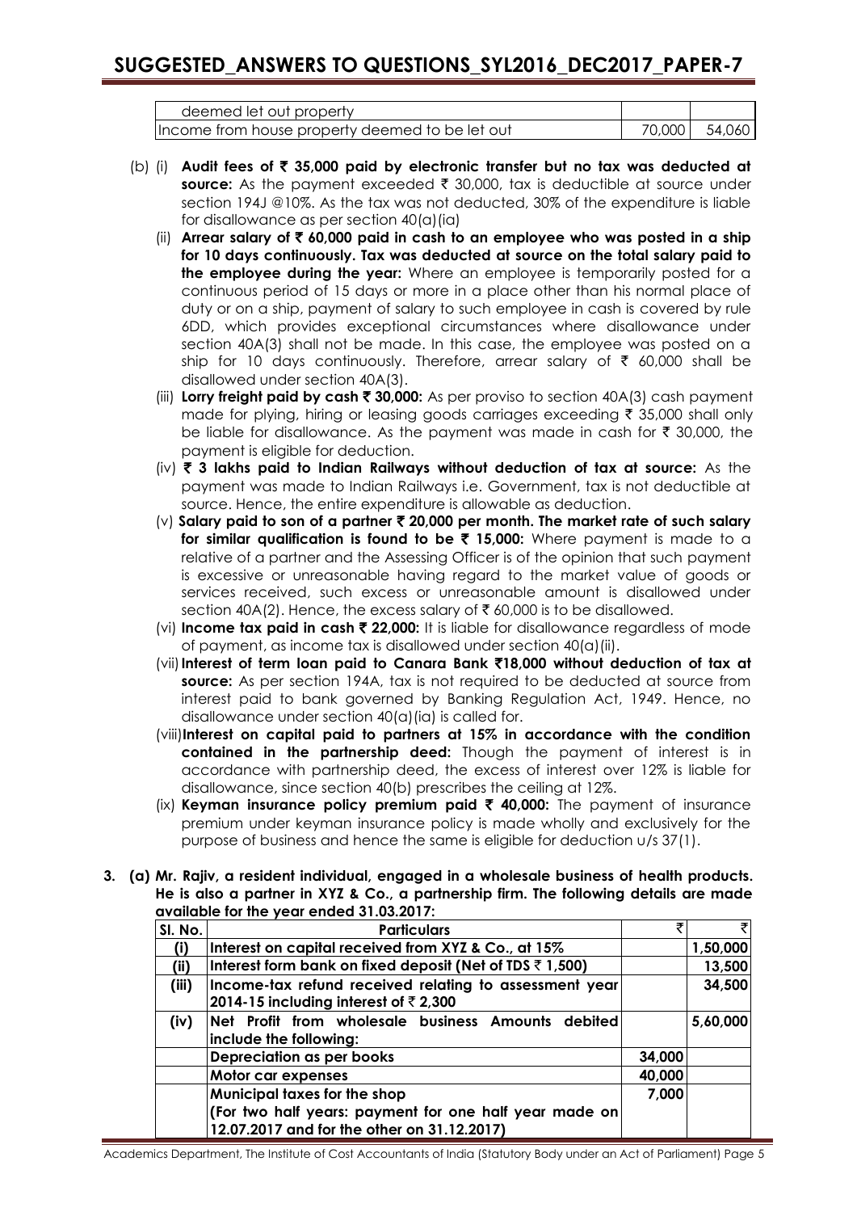| | | |
|---|---|---|
| deemed let out property | | |
| Income from house property deemed to be let out | 70,000 | 54,060 |

(b) (i) **Audit fees of ₹ 35,000 paid by electronic transfer but no tax was deducted at source:** As the payment exceeded ₹ 30,000, tax is deductible at source under section 194J @10%. As the tax was not deducted, 30% of the expenditure is liable for disallowance as per section 40(a)(ia)

(ii) **Arrear salary of ₹ 60,000 paid in cash to an employee who was posted in a ship for 10 days continuously. Tax was deducted at source on the total salary paid to the employee during the year:** Where an employee is temporarily posted for a continuous period of 15 days or more in a place other than his normal place of duty or on a ship, payment of salary to such employee in cash is covered by rule 6DD, which provides exceptional circumstances where disallowance under section 40A(3) shall not be made. In this case, the employee was posted on a ship for 10 days continuously. Therefore, arrear salary of ₹ 60,000 shall be disallowed under section 40A(3).

(iii) **Lorry freight paid by cash ₹ 30,000:** As per proviso to section 40A(3) cash payment made for plying, hiring or leasing goods carriages exceeding ₹ 35,000 shall only be liable for disallowance. As the payment was made in cash for ₹ 30,000, the payment is eligible for deduction.

(iv) **₹ 3 lakhs paid to Indian Railways without deduction of tax at source:** As the payment was made to Indian Railways i.e. Government, tax is not deductible at source. Hence, the entire expenditure is allowable as deduction.

(v) **Salary paid to son of a partner ₹ 20,000 per month. The market rate of such salary for similar qualification is found to be ₹ 15,000:** Where payment is made to a relative of a partner and the Assessing Officer is of the opinion that such payment is excessive or unreasonable having regard to the market value of goods or services received, such excess or unreasonable amount is disallowed under section 40A(2). Hence, the excess salary of ₹ 60,000 is to be disallowed.

(vi) **Income tax paid in cash ₹ 22,000:** It is liable for disallowance regardless of mode of payment, as income tax is disallowed under section 40(a)(ii).

(vii) **Interest of term loan paid to Canara Bank ₹18,000 without deduction of tax at source:** As per section 194A, tax is not required to be deducted at source from interest paid to bank governed by Banking Regulation Act, 1949. Hence, no disallowance under section 40(a)(ia) is called for.

(viii) **Interest on capital paid to partners at 15% in accordance with the condition contained in the partnership deed:** Though the payment of interest is in accordance with partnership deed, the excess of interest over 12% is liable for disallowance, since section 40(b) prescribes the ceiling at 12%.

(ix) **Keyman insurance policy premium paid ₹ 40,000:** The payment of insurance premium under keyman insurance policy is made wholly and exclusively for the purpose of business and hence the same is eligible for deduction u/s 37(1).

**3. (a) Mr. Rajiv, a resident individual, engaged in a wholesale business of health products. He is also a partner in XYZ & Co., a partnership firm. The following details are made available for the year ended 31.03.2017:**

| Sl. No. | Particulars | ₹ | ₹ |
|---|---|---|---|
| (i) | Interest on capital received from XYZ & Co., at 15% | | 1,50,000 |
| (ii) | Interest form bank on fixed deposit (Net of TDS ₹ 1,500) | | 13,500 |
| (iii) | Income-tax refund received relating to assessment year 2014-15 including interest of ₹ 2,300 | | 34,500 |
| (iv) | Net Profit from wholesale business Amounts debited include the following: | | 5,60,000 |
| | Depreciation as per books | 34,000 | |
| | Motor car expenses | 40,000 | |
| | Municipal taxes for the shop (For two half years: payment for one half year made on 12.07.2017 and for the other on 31.12.2017) | 7,000 | |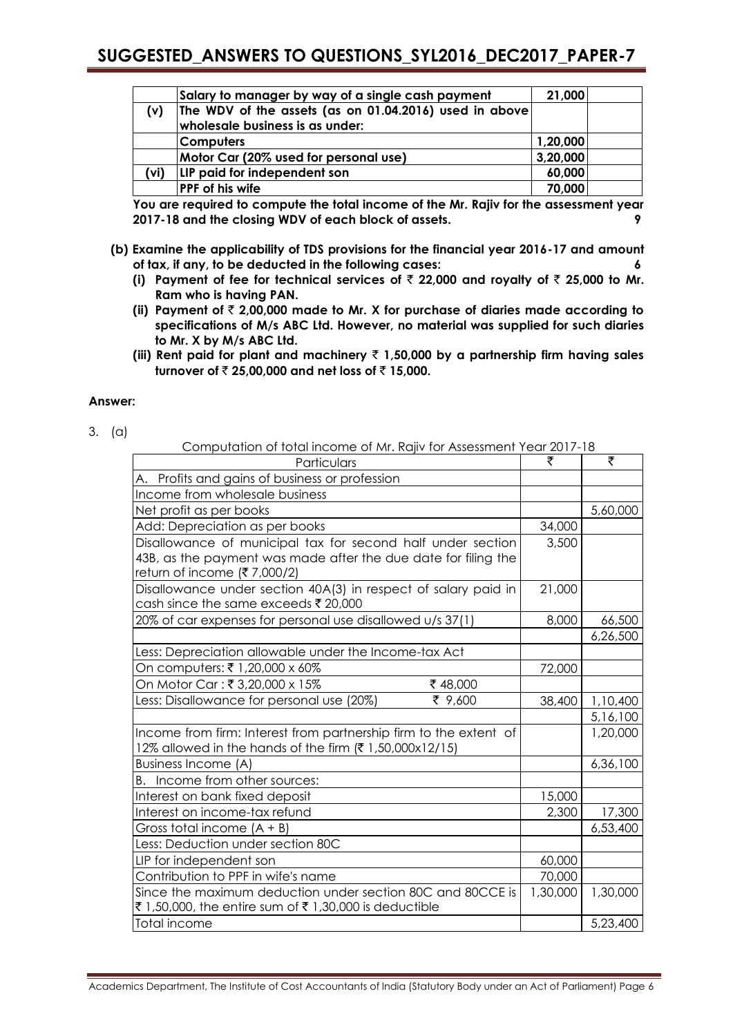| | Salary to manager by way of a single cash payment | 21,000 | |
|---|---|---|---|
| (v) | The WDV of the assets (as on 01.04.2016) used in above wholesale business is as under: | | |
| | Computers | 1,20,000 | |
| | Motor Car (20% used for personal use) | 3,20,000 | |
| (vi) | LIP paid for independent son | 60,000 | |
| | PPF of his wife | 70,000 | |

**You are required to compute the total income of the Mr. Rajiv for the assessment year 2017-18 and the closing WDV of each block of assets.** **9**

**(b) Examine the applicability of TDS provisions for the financial year 2016-17 and amount of tax, if any, to be deducted in the following cases:** **6**

**(i) Payment of fee for technical services of ₹ 22,000 and royalty of ₹ 25,000 to Mr. Ram who is having PAN.**

**(ii) Payment of ₹ 2,00,000 made to Mr. X for purchase of diaries made according to specifications of M/s ABC Ltd. However, no material was supplied for such diaries to Mr. X by M/s ABC Ltd.**

**(iii) Rent paid for plant and machinery ₹ 1,50,000 by a partnership firm having sales turnover of ₹ 25,00,000 and net loss of ₹ 15,000.**

**Answer:**

3. (a)

Computation of total income of Mr. Rajiv for Assessment Year 2017-18

| Particulars | ₹ | ₹ |
|---|---|---|
| A. Profits and gains of business or profession | | |
| Income from wholesale business | | |
| Net profit as per books | | 5,60,000 |
| Add: Depreciation as per books | 34,000 | |
| Disallowance of municipal tax for second half under section 43B, as the payment was made after the due date for filing the return of income (₹ 7,000/2) | 3,500 | |
| Disallowance under section 40A(3) in respect of salary paid in cash since the same exceeds ₹ 20,000 | 21,000 | |
| 20% of car expenses for personal use disallowed u/s 37(1) | 8,000 | 66,500 |
| | | 6,26,500 |
| Less: Depreciation allowable under the Income-tax Act | | |
| On computers: ₹ 1,20,000 x 60% | 72,000 | |
| On Motor Car : ₹ 3,20,000 x 15% ₹ 48,000 | | |
| Less: Disallowance for personal use (20%) ₹ 9,600 | 38,400 | 1,10,400 |
| | | 5,16,100 |
| Income from firm: Interest from partnership firm to the extent of 12% allowed in the hands of the firm (₹ 1,50,000x12/15) | | 1,20,000 |
| Business Income (A) | | 6,36,100 |
| B. Income from other sources: | | |
| Interest on bank fixed deposit | 15,000 | |
| Interest on income-tax refund | 2,300 | 17,300 |
| Gross total income (A + B) | | 6,53,400 |
| Less: Deduction under section 80C | | |
| LIP for independent son | 60,000 | |
| Contribution to PPF in wife's name | 70,000 | |
| Since the maximum deduction under section 80C and 80CCE is ₹ 1,50,000, the entire sum of ₹ 1,30,000 is deductible | 1,30,000 | 1,30,000 |
| Total income | | 5,23,400 |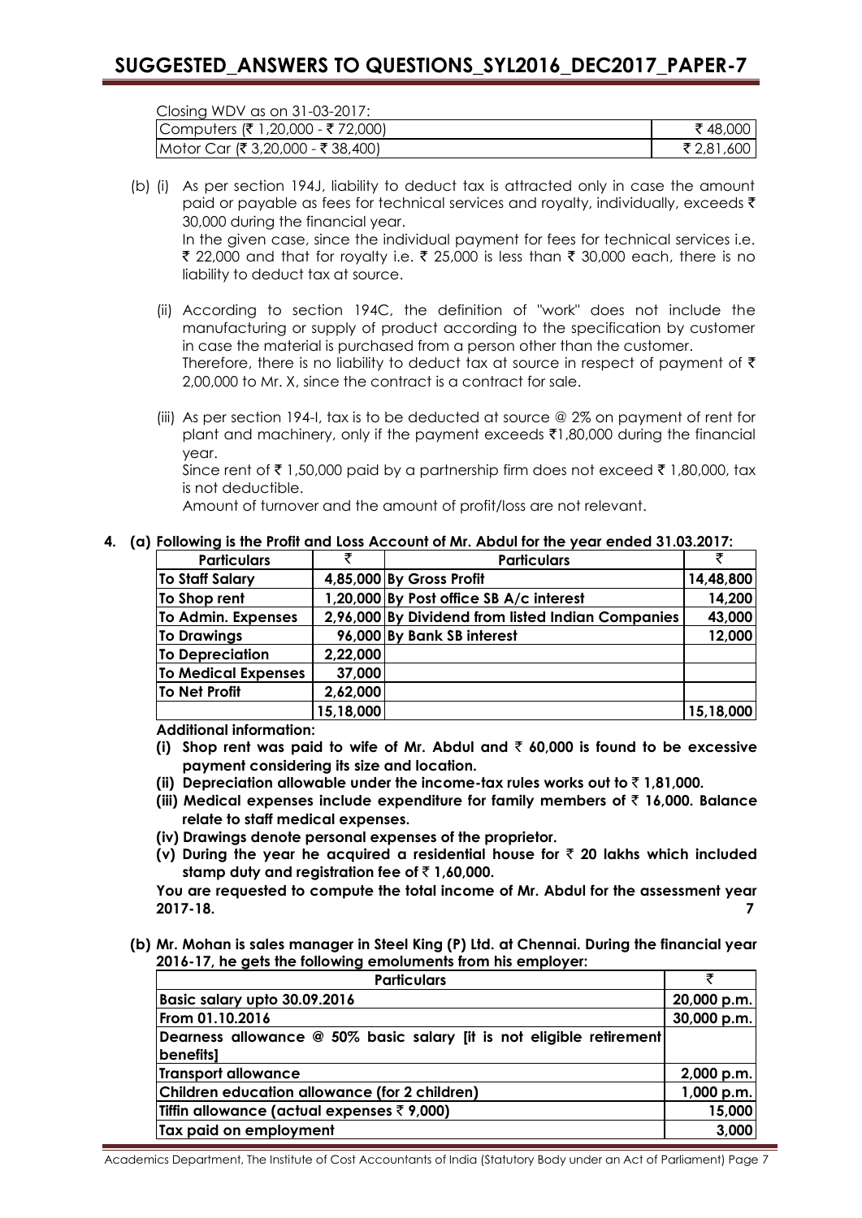Closing WDV as on 31-03-2017:

| | |
|---|---|
| Computers (₹ 1,20,000 - ₹ 72,000) | ₹ 48,000 |
| Motor Car (₹ 3,20,000 - ₹ 38,400) | ₹ 2,81,600 |

(b) (i) As per section 194J, liability to deduct tax is attracted only in case the amount paid or payable as fees for technical services and royalty, individually, exceeds ₹ 30,000 during the financial year.

In the given case, since the individual payment for fees for technical services i.e. ₹ 22,000 and that for royalty i.e. ₹ 25,000 is less than ₹ 30,000 each, there is no liability to deduct tax at source.

(ii) According to section 194C, the definition of "work" does not include the manufacturing or supply of product according to the specification by customer in case the material is purchased from a person other than the customer.

Therefore, there is no liability to deduct tax at source in respect of payment of ₹ 2,00,000 to Mr. X, since the contract is a contract for sale.

(iii) As per section 194-I, tax is to be deducted at source @ 2% on payment of rent for plant and machinery, only if the payment exceeds ₹1,80,000 during the financial year.

Since rent of ₹ 1,50,000 paid by a partnership firm does not exceed ₹ 1,80,000, tax is not deductible.

Amount of turnover and the amount of profit/loss are not relevant.

**4. (a) Following is the Profit and Loss Account of Mr. Abdul for the year ended 31.03.2017:**

| Particulars | ₹ | Particulars | ₹ |
|---|---|---|---|
| **To Staff Salary** | **4,85,000** | **By Gross Profit** | **14,48,800** |
| **To Shop rent** | **1,20,000** | **By Post office SB A/c interest** | **14,200** |
| **To Admin. Expenses** | **2,96,000** | **By Dividend from listed Indian Companies** | **43,000** |
| **To Drawings** | **96,000** | **By Bank SB interest** | **12,000** |
| **To Depreciation** | **2,22,000** | | |
| **To Medical Expenses** | **37,000** | | |
| **To Net Profit** | **2,62,000** | | |
| | **15,18,000** | | **15,18,000** |

**Additional information:**

**(i) Shop rent was paid to wife of Mr. Abdul and ₹ 60,000 is found to be excessive payment considering its size and location.**

**(ii) Depreciation allowable under the income-tax rules works out to ₹ 1,81,000.**

**(iii) Medical expenses include expenditure for family members of ₹ 16,000. Balance relate to staff medical expenses.**

**(iv) Drawings denote personal expenses of the proprietor.**

**(v) During the year he acquired a residential house for ₹ 20 lakhs which included stamp duty and registration fee of ₹ 1,60,000.**

**You are requested to compute the total income of Mr. Abdul for the assessment year 2017-18.** **7**

**(b) Mr. Mohan is sales manager in Steel King (P) Ltd. at Chennai. During the financial year 2016-17, he gets the following emoluments from his employer:**

| Particulars | ₹ |
|---|---|
| **Basic salary upto 30.09.2016** | **20,000 p.m.** |
| **From 01.10.2016** | **30,000 p.m.** |
| **Dearness allowance @ 50% basic salary [it is not eligible retirement benefits]** | |
| **Transport allowance** | **2,000 p.m.** |
| **Children education allowance (for 2 children)** | **1,000 p.m.** |
| **Tiffin allowance (actual expenses ₹ 9,000)** | **15,000** |
| **Tax paid on employment** | **3,000** |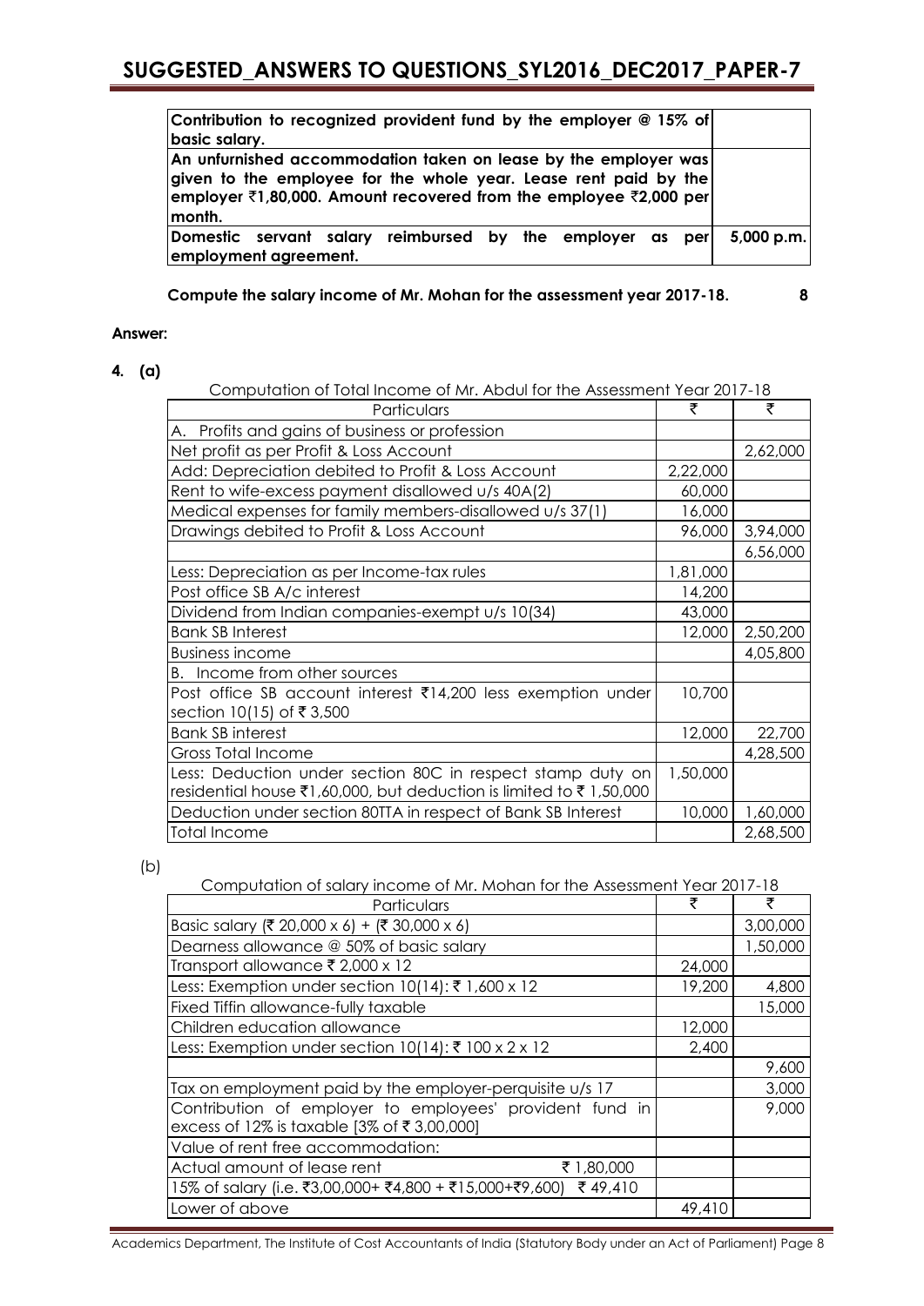| | |
|---|---|
| Contribution to recognized provident fund by the employer @ 15% of basic salary. | |
| An unfurnished accommodation taken on lease by the employer was given to the employee for the whole year. Lease rent paid by the employer ₹1,80,000. Amount recovered from the employee ₹2,000 per month. | |
| Domestic servant salary reimbursed by the employer as per employment agreement. | 5,000 p.m. |

**Compute the salary income of Mr. Mohan for the assessment year 2017-18.** **8**

**Answer:**

**4. (a)**

Computation of Total Income of Mr. Abdul for the Assessment Year 2017-18

| Particulars | ₹ | ₹ |
|---|---|---|
| A. Profits and gains of business or profession | | |
| Net profit as per Profit & Loss Account | | 2,62,000 |
| Add: Depreciation debited to Profit & Loss Account | 2,22,000 | |
| Rent to wife-excess payment disallowed u/s 40A(2) | 60,000 | |
| Medical expenses for family members-disallowed u/s 37(1) | 16,000 | |
| Drawings debited to Profit & Loss Account | 96,000 | 3,94,000 |
| | | 6,56,000 |
| Less: Depreciation as per Income-tax rules | 1,81,000 | |
| Post office SB A/c interest | 14,200 | |
| Dividend from Indian companies-exempt u/s 10(34) | 43,000 | |
| Bank SB Interest | 12,000 | 2,50,200 |
| Business income | | 4,05,800 |
| B. Income from other sources | | |
| Post office SB account interest ₹14,200 less exemption under section 10(15) of ₹ 3,500 | 10,700 | |
| Bank SB interest | 12,000 | 22,700 |
| Gross Total Income | | 4,28,500 |
| Less: Deduction under section 80C in respect stamp duty on residential house ₹1,60,000, but deduction is limited to ₹ 1,50,000 | 1,50,000 | |
| Deduction under section 80TTA in respect of Bank SB Interest | 10,000 | 1,60,000 |
| Total Income | | 2,68,500 |

(b)

Computation of salary income of Mr. Mohan for the Assessment Year 2017-18

| Particulars | ₹ | ₹ |
|---|---|---|
| Basic salary (₹ 20,000 x 6) + (₹ 30,000 x 6) | | 3,00,000 |
| Dearness allowance @ 50% of basic salary | | 1,50,000 |
| Transport allowance ₹ 2,000 x 12 | 24,000 | |
| Less: Exemption under section 10(14): ₹ 1,600 x 12 | 19,200 | 4,800 |
| Fixed Tiffin allowance-fully taxable | | 15,000 |
| Children education allowance | 12,000 | |
| Less: Exemption under section 10(14): ₹ 100 x 2 x 12 | 2,400 | |
| | | 9,600 |
| Tax on employment paid by the employer-perquisite u/s 17 | | 3,000 |
| Contribution of employer to employees' provident fund in excess of 12% is taxable [3% of ₹ 3,00,000] | | 9,000 |
| Value of rent free accommodation: | | |
| Actual amount of lease rent ₹ 1,80,000 | | |
| 15% of salary (i.e. ₹3,00,000+ ₹4,800 + ₹15,000+₹9,600) ₹ 49,410 | | |
| Lower of above | 49,410 | |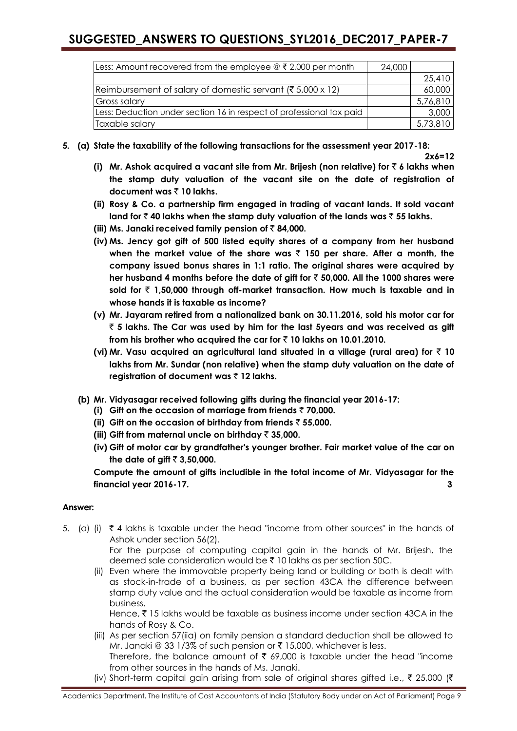| | | |
|---|---|---|
| Less: Amount recovered from the employee @ ₹ 2,000 per month | 24,000 | |
| | | 25,410 |
| Reimbursement of salary of domestic servant (₹ 5,000 x 12) | | 60,000 |
| Gross salary | | 5,76,810 |
| Less: Deduction under section 16 in respect of professional tax paid | | 3,000 |
| Taxable salary | | 5,73,810 |

**5. (a) State the taxability of the following transactions for the assessment year 2017-18:**

**2x6=12**

**(i) Mr. Ashok acquired a vacant site from Mr. Brijesh (non relative) for ₹ 6 lakhs when the stamp duty valuation of the vacant site on the date of registration of document was ₹ 10 lakhs.**

**(ii) Rosy & Co. a partnership firm engaged in trading of vacant lands. It sold vacant land for ₹ 40 lakhs when the stamp duty valuation of the lands was ₹ 55 lakhs.**

**(iii) Ms. Janaki received family pension of ₹ 84,000.**

**(iv) Ms. Jency got gift of 500 listed equity shares of a company from her husband when the market value of the share was ₹ 150 per share. After a month, the company issued bonus shares in 1:1 ratio. The original shares were acquired by her husband 4 months before the date of gift for ₹ 50,000. All the 1000 shares were sold for ₹ 1,50,000 through off-market transaction. How much is taxable and in whose hands it is taxable as income?**

**(v) Mr. Jayaram retired from a nationalized bank on 30.11.2016, sold his motor car for ₹ 5 lakhs. The Car was used by him for the last 5years and was received as gift from his brother who acquired the car for ₹ 10 lakhs on 10.01.2010.**

**(vi) Mr. Vasu acquired an agricultural land situated in a village (rural area) for ₹ 10 lakhs from Mr. Sundar (non relative) when the stamp duty valuation on the date of registration of document was ₹ 12 lakhs.**

**(b) Mr. Vidyasagar received following gifts during the financial year 2016-17:**

**(i) Gift on the occasion of marriage from friends ₹ 70,000.**

**(ii) Gift on the occasion of birthday from friends ₹ 55,000.**

**(iii) Gift from maternal uncle on birthday ₹ 35,000.**

**(iv) Gift of motor car by grandfather's younger brother. Fair market value of the car on the date of gift ₹ 3,50,000.**

**Compute the amount of gifts includible in the total income of Mr. Vidyasagar for the financial year 2016-17. 3**

**Answer:**

5. (a) (i) ₹ 4 lakhs is taxable under the head "income from other sources" in the hands of Ashok under section 56(2).
For the purpose of computing capital gain in the hands of Mr. Brijesh, the deemed sale consideration would be ₹ 10 lakhs as per section 50C.

(ii) Even where the immovable property being land or building or both is dealt with as stock-in-trade of a business, as per section 43CA the difference between stamp duty value and the actual consideration would be taxable as income from business.
Hence, ₹ 15 lakhs would be taxable as business income under section 43CA in the hands of Rosy & Co.

(iii) As per section 57(iia) on family pension a standard deduction shall be allowed to Mr. Janaki @ 33 1/3% of such pension or ₹ 15,000, whichever is less.
Therefore, the balance amount of ₹ 69,000 is taxable under the head "income from other sources in the hands of Ms. Janaki.

(iv) Short-term capital gain arising from sale of original shares gifted i.e., ₹ 25,000 (₹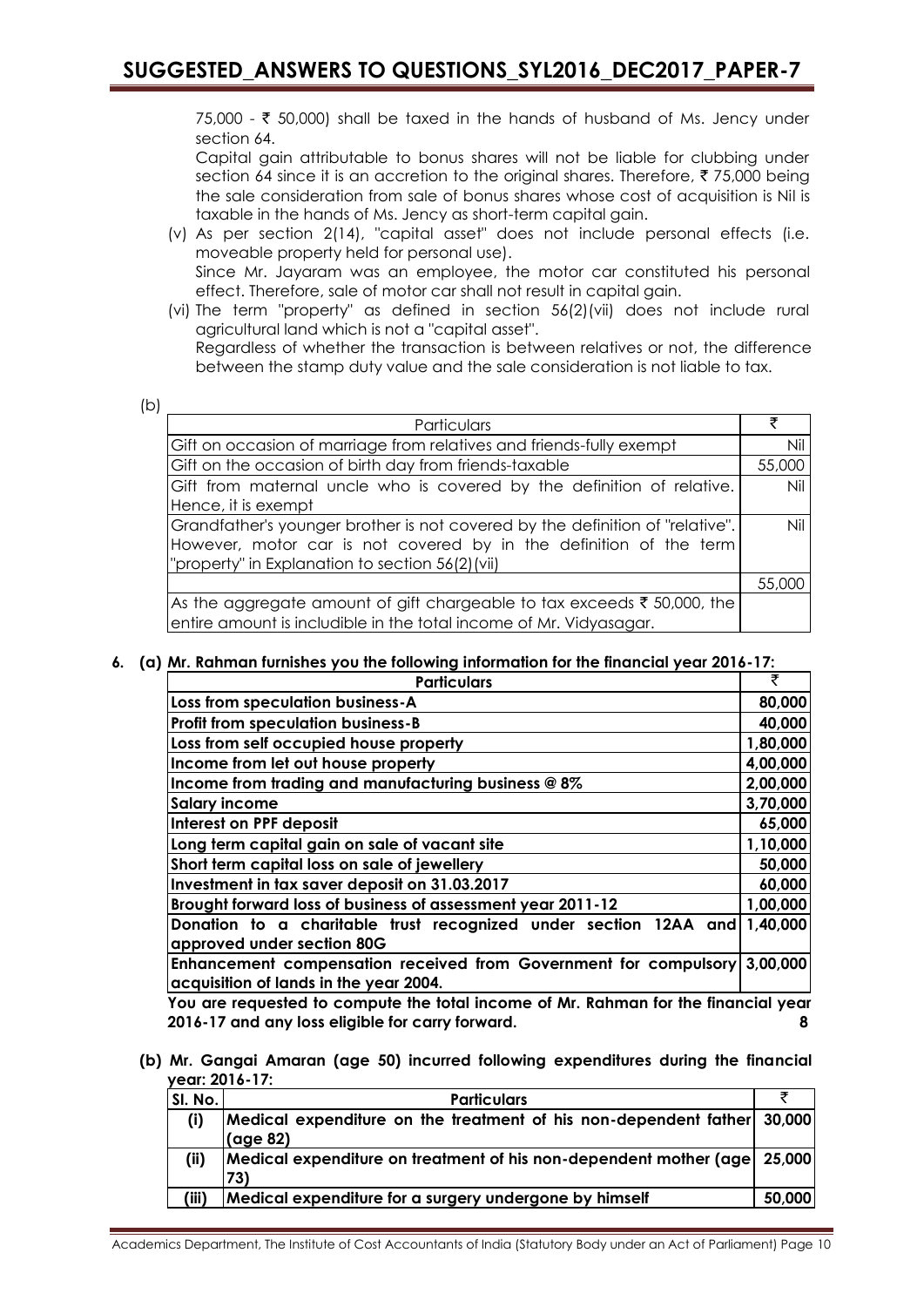75,000 - ₹ 50,000) shall be taxed in the hands of husband of Ms. Jency under section 64.

Capital gain attributable to bonus shares will not be liable for clubbing under section 64 since it is an accretion to the original shares. Therefore, ₹ 75,000 being the sale consideration from sale of bonus shares whose cost of acquisition is Nil is taxable in the hands of Ms. Jency as short-term capital gain.

(v) As per section 2(14), "capital asset" does not include personal effects (i.e. moveable property held for personal use).
Since Mr. Jayaram was an employee, the motor car constituted his personal effect. Therefore, sale of motor car shall not result in capital gain.

(vi) The term "property" as defined in section 56(2)(vii) does not include rural agricultural land which is not a "capital asset".
Regardless of whether the transaction is between relatives or not, the difference between the stamp duty value and the sale consideration is not liable to tax.

(b)

| Particulars | ₹ |
|---|---|
| Gift on occasion of marriage from relatives and friends-fully exempt | Nil |
| Gift on the occasion of birth day from friends-taxable | 55,000 |
| Gift from maternal uncle who is covered by the definition of relative. Hence, it is exempt | Nil |
| Grandfather's younger brother is not covered by the definition of "relative". However, motor car is not covered by in the definition of the term "property" in Explanation to section 56(2)(vii) | Nil |
| | 55,000 |
| As the aggregate amount of gift chargeable to tax exceeds ₹ 50,000, the entire amount is includible in the total income of Mr. Vidyasagar. | |

**6. (a) Mr. Rahman furnishes you the following information for the financial year 2016-17:**

| **Particulars** | ₹ |
|---|---|
| **Loss from speculation business-A** | **80,000** |
| **Profit from speculation business-B** | **40,000** |
| **Loss from self occupied house property** | **1,80,000** |
| **Income from let out house property** | **4,00,000** |
| **Income from trading and manufacturing business @ 8%** | **2,00,000** |
| **Salary income** | **3,70,000** |
| **Interest on PPF deposit** | **65,000** |
| **Long term capital gain on sale of vacant site** | **1,10,000** |
| **Short term capital loss on sale of jewellery** | **50,000** |
| **Investment in tax saver deposit on 31.03.2017** | **60,000** |
| **Brought forward loss of business of assessment year 2011-12** | **1,00,000** |
| **Donation to a charitable trust recognized under section 12AA and approved under section 80G** | **1,40,000** |
| **Enhancement compensation received from Government for compulsory acquisition of lands in the year 2004.** | **3,00,000** |

**You are requested to compute the total income of Mr. Rahman for the financial year 2016-17 and any loss eligible for carry forward.** **8**

**(b) Mr. Gangai Amaran (age 50) incurred following expenditures during the financial year: 2016-17:**

| **Sl. No.** | **Particulars** | ₹ |
|---|---|---|
| **(i)** | **Medical expenditure on the treatment of his non-dependent father (age 82)** | **30,000** |
| **(ii)** | **Medical expenditure on treatment of his non-dependent mother (age 73)** | **25,000** |
| **(iii)** | **Medical expenditure for a surgery undergone by himself** | **50,000** |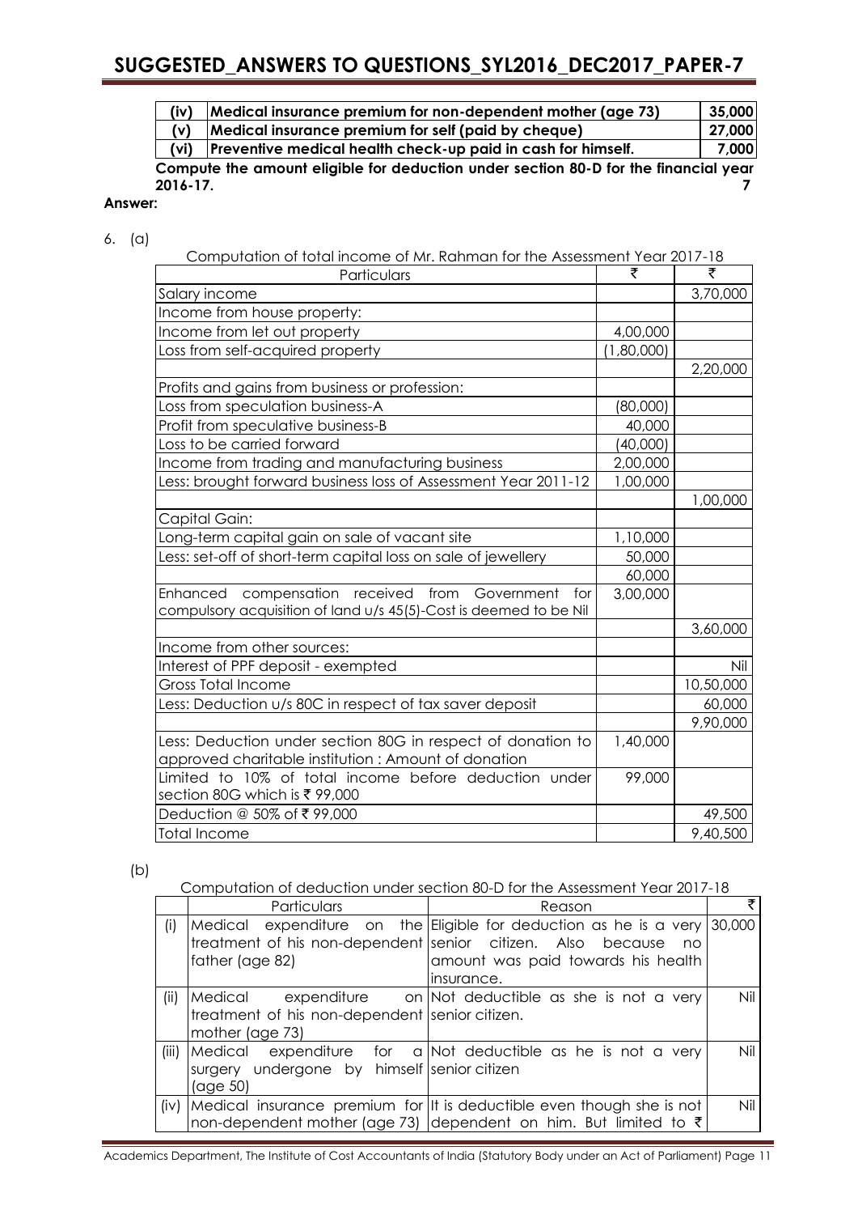| (iv) | Medical insurance premium for non-dependent mother (age 73) | 35,000 |
|---|---|---|
| (v) | Medical insurance premium for self (paid by cheque) | 27,000 |
| (vi) | Preventive medical health check-up paid in cash for himself. | 7,000 |

**Compute the amount eligible for deduction under section 80-D for the financial year 2016-17.** **7**

**Answer:**

6. (a)

Computation of total income of Mr. Rahman for the Assessment Year 2017-18

| Particulars | ₹ | ₹ |
|---|---|---|
| Salary income | | 3,70,000 |
| Income from house property: | | |
| Income from let out property | 4,00,000 | |
| Loss from self-acquired property | (1,80,000) | |
| | | 2,20,000 |
| Profits and gains from business or profession: | | |
| Loss from speculation business-A | (80,000) | |
| Profit from speculative business-B | 40,000 | |
| Loss to be carried forward | (40,000) | |
| Income from trading and manufacturing business | 2,00,000 | |
| Less: brought forward business loss of Assessment Year 2011-12 | 1,00,000 | |
| | | 1,00,000 |
| Capital Gain: | | |
| Long-term capital gain on sale of vacant site | 1,10,000 | |
| Less: set-off of short-term capital loss on sale of jewellery | 50,000 | |
| | 60,000 | |
| Enhanced compensation received from Government for compulsory acquisition of land u/s 45(5)-Cost is deemed to be Nil | 3,00,000 | |
| | | 3,60,000 |
| Income from other sources: | | |
| Interest of PPF deposit - exempted | | Nil |
| Gross Total Income | | 10,50,000 |
| Less: Deduction u/s 80C in respect of tax saver deposit | | 60,000 |
| | | 9,90,000 |
| Less: Deduction under section 80G in respect of donation to approved charitable institution : Amount of donation | 1,40,000 | |
| Limited to 10% of total income before deduction under section 80G which is ₹ 99,000 | 99,000 | |
| Deduction @ 50% of ₹ 99,000 | | 49,500 |
| Total Income | | 9,40,500 |

(b)

Computation of deduction under section 80-D for the Assessment Year 2017-18

| | Particulars | Reason | ₹ |
|---|---|---|---|
| (i) | Medical expenditure on the treatment of his non-dependent father (age 82) | Eligible for deduction as he is a very senior citizen. Also because no amount was paid towards his health insurance. | 30,000 |
| (ii) | Medical expenditure on treatment of his non-dependent mother (age 73) | Not deductible as she is not a very senior citizen. | Nil |
| (iii) | Medical expenditure for a surgery undergone by himself (age 50) | Not deductible as he is not a very senior citizen | Nil |
| (iv) | Medical insurance premium for non-dependent mother (age 73) | It is deductible even though she is not dependent on him. But limited to ₹ | Nil |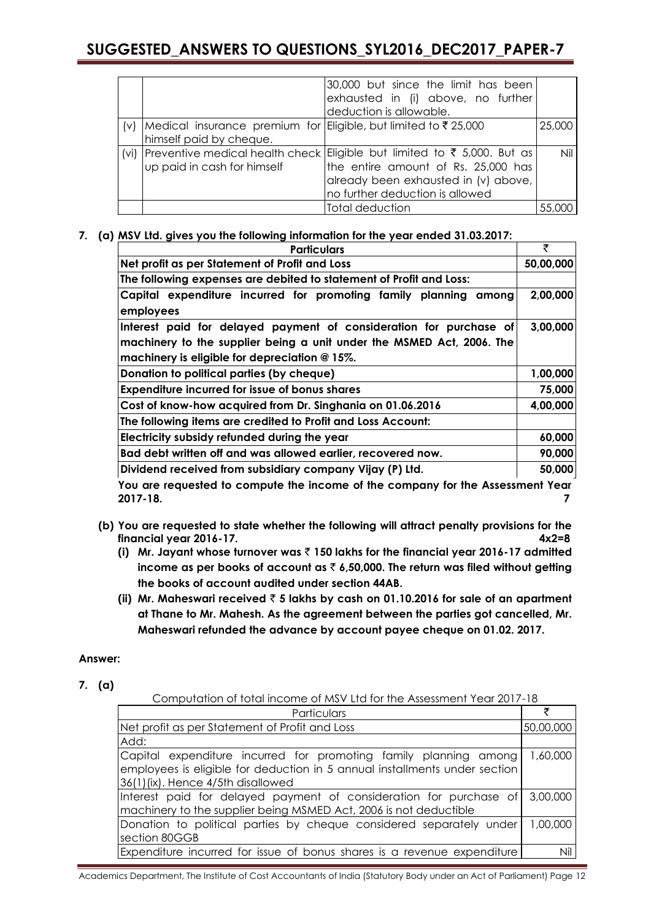| | | 30,000 but since the limit has been exhausted in (i) above, no further deduction is allowable. | |
|---|---|---|---|
| (v) | Medical insurance premium for himself paid by cheque. | Eligible, but limited to ₹ 25,000 | 25,000 |
| (vi) | Preventive medical health check up paid in cash for himself | Eligible but limited to ₹ 5,000. But as the entire amount of Rs. 25,000 has already been exhausted in (v) above, no further deduction is allowed | Nil |
| | | Total deduction | 55,000 |

**7. (a) MSV Ltd. gives you the following information for the year ended 31.03.2017:**

| **Particulars** | **₹** |
|---|---|
| **Net profit as per Statement of Profit and Loss** | **50,00,000** |
| **The following expenses are debited to statement of Profit and Loss:** | |
| **Capital expenditure incurred for promoting family planning among employees** | **2,00,000** |
| **Interest paid for delayed payment of consideration for purchase of machinery to the supplier being a unit under the MSMED Act, 2006. The machinery is eligible for depreciation @ 15%.** | **3,00,000** |
| **Donation to political parties (by cheque)** | **1,00,000** |
| **Expenditure incurred for issue of bonus shares** | **75,000** |
| **Cost of know-how acquired from Dr. Singhania on 01.06.2016** | **4,00,000** |
| **The following items are credited to Profit and Loss Account:** | |
| **Electricity subsidy refunded during the year** | **60,000** |
| **Bad debt written off and was allowed earlier, recovered now.** | **90,000** |
| **Dividend received from subsidiary company Vijay (P) Ltd.** | **50,000** |

**You are requested to compute the income of the company for the Assessment Year 2017-18. 7**

**(b) You are requested to state whether the following will attract penalty provisions for the financial year 2016-17. 4x2=8**

**(i) Mr. Jayant whose turnover was ₹ 150 lakhs for the financial year 2016-17 admitted income as per books of account as ₹ 6,50,000. The return was filed without getting the books of account audited under section 44AB.**

**(ii) Mr. Maheswari received ₹ 5 lakhs by cash on 01.10.2016 for sale of an apartment at Thane to Mr. Mahesh. As the agreement between the parties got cancelled, Mr. Maheswari refunded the advance by account payee cheque on 01.02. 2017.**

**Answer:**

**7. (a)**

Computation of total income of MSV Ltd for the Assessment Year 2017-18

| Particulars | ₹ |
|---|---|
| Net profit as per Statement of Profit and Loss | 50,00,000 |
| Add: | |
| Capital expenditure incurred for promoting family planning among employees is eligible for deduction in 5 annual installments under section 36(1)(ix). Hence 4/5th disallowed | 1,60,000 |
| Interest paid for delayed payment of consideration for purchase of machinery to the supplier being MSMED Act, 2006 is not deductible | 3,00,000 |
| Donation to political parties by cheque considered separately under section 80GGB | 1,00,000 |
| Expenditure incurred for issue of bonus shares is a revenue expenditure | Nil |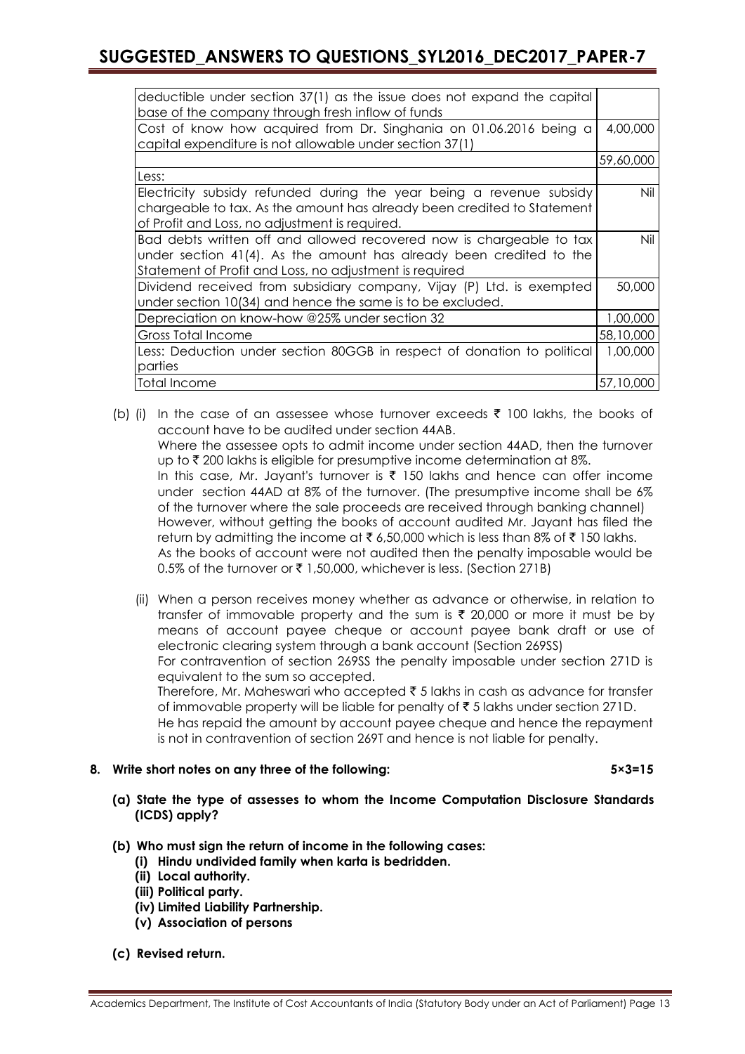| | |
|---|---|
| deductible under section 37(1) as the issue does not expand the capital base of the company through fresh inflow of funds | |
| Cost of know how acquired from Dr. Singhania on 01.06.2016 being a capital expenditure is not allowable under section 37(1) | 4,00,000 |
| | 59,60,000 |
| Less: | |
| Electricity subsidy refunded during the year being a revenue subsidy chargeable to tax. As the amount has already been credited to Statement of Profit and Loss, no adjustment is required. | Nil |
| Bad debts written off and allowed recovered now is chargeable to tax under section 41(4). As the amount has already been credited to the Statement of Profit and Loss, no adjustment is required | Nil |
| Dividend received from subsidiary company, Vijay (P) Ltd. is exempted under section 10(34) and hence the same is to be excluded. | 50,000 |
| Depreciation on know-how @25% under section 32 | 1,00,000 |
| Gross Total Income | 58,10,000 |
| Less: Deduction under section 80GGB in respect of donation to political parties | 1,00,000 |
| Total Income | 57,10,000 |

(b) (i) In the case of an assessee whose turnover exceeds ₹ 100 lakhs, the books of account have to be audited under section 44AB.

Where the assessee opts to admit income under section 44AD, then the turnover up to ₹ 200 lakhs is eligible for presumptive income determination at 8%.

In this case, Mr. Jayant's turnover is ₹ 150 lakhs and hence can offer income under section 44AD at 8% of the turnover. (The presumptive income shall be 6% of the turnover where the sale proceeds are received through banking channel)

However, without getting the books of account audited Mr. Jayant has filed the return by admitting the income at ₹ 6,50,000 which is less than 8% of ₹ 150 lakhs.

As the books of account were not audited then the penalty imposable would be 0.5% of the turnover or ₹ 1,50,000, whichever is less. (Section 271B)

(ii) When a person receives money whether as advance or otherwise, in relation to transfer of immovable property and the sum is ₹ 20,000 or more it must be by means of account payee cheque or account payee bank draft or use of electronic clearing system through a bank account (Section 269SS)

For contravention of section 269SS the penalty imposable under section 271D is equivalent to the sum so accepted.

Therefore, Mr. Maheswari who accepted ₹ 5 lakhs in cash as advance for transfer of immovable property will be liable for penalty of ₹ 5 lakhs under section 271D.

He has repaid the amount by account payee cheque and hence the repayment is not in contravention of section 269T and hence is not liable for penalty.

**8. Write short notes on any three of the following: 5×3=15**

**(a) State the type of assesses to whom the Income Computation Disclosure Standards (ICDS) apply?**

**(b) Who must sign the return of income in the following cases:**

- **(i) Hindu undivided family when karta is bedridden.**
- **(ii) Local authority.**
- **(iii) Political party.**
- **(iv) Limited Liability Partnership.**
- **(v) Association of persons**

**(c) Revised return.**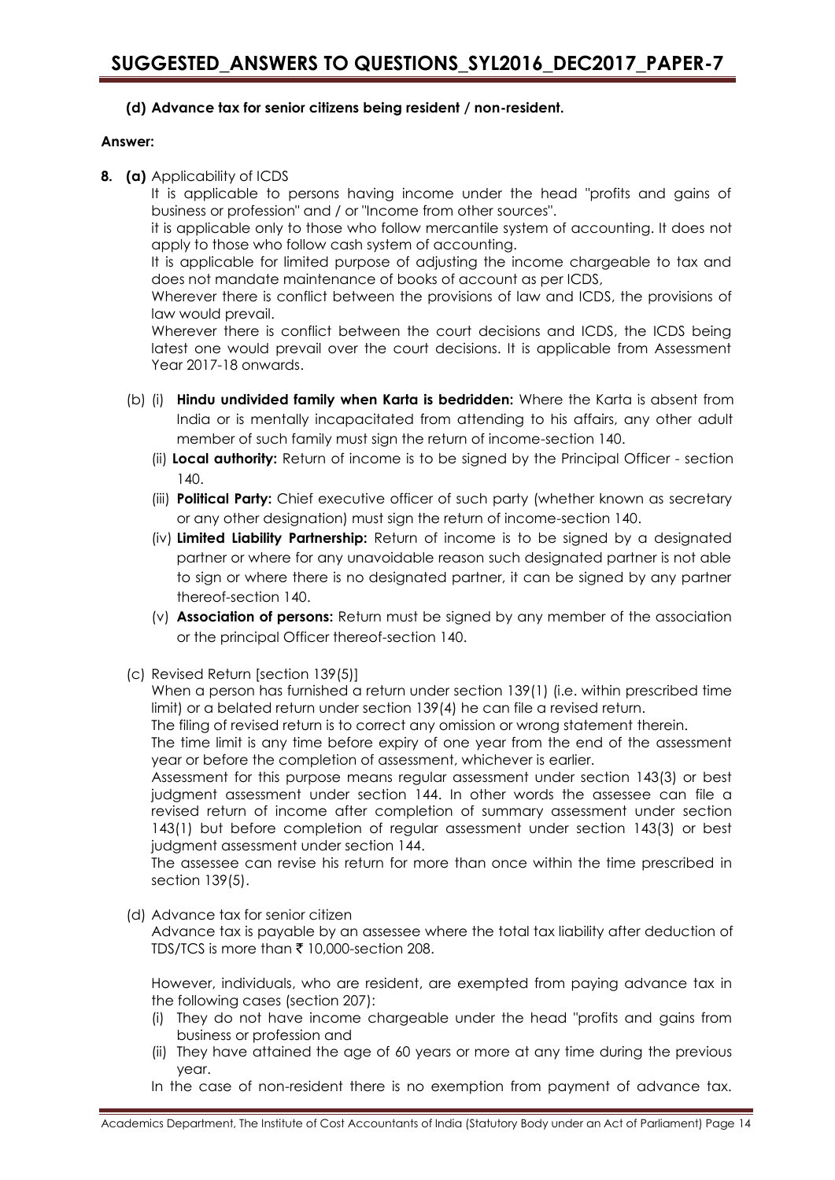**(d) Advance tax for senior citizens being resident / non-resident.**

**Answer:**

**8. (a)** Applicability of ICDS

It is applicable to persons having income under the head "profits and gains of business or profession" and / or "Income from other sources".

it is applicable only to those who follow mercantile system of accounting. It does not apply to those who follow cash system of accounting.

It is applicable for limited purpose of adjusting the income chargeable to tax and does not mandate maintenance of books of account as per ICDS,

Wherever there is conflict between the provisions of law and ICDS, the provisions of law would prevail.

Wherever there is conflict between the court decisions and ICDS, the ICDS being latest one would prevail over the court decisions. It is applicable from Assessment Year 2017-18 onwards.

(b) (i) **Hindu undivided family when Karta is bedridden:** Where the Karta is absent from India or is mentally incapacitated from attending to his affairs, any other adult member of such family must sign the return of income-section 140.

(ii) **Local authority:** Return of income is to be signed by the Principal Officer - section 140.

(iii) **Political Party:** Chief executive officer of such party (whether known as secretary or any other designation) must sign the return of income-section 140.

(iv) **Limited Liability Partnership:** Return of income is to be signed by a designated partner or where for any unavoidable reason such designated partner is not able to sign or where there is no designated partner, it can be signed by any partner thereof-section 140.

(v) **Association of persons:** Return must be signed by any member of the association or the principal Officer thereof-section 140.

(c) Revised Return [section 139(5)]

When a person has furnished a return under section 139(1) (i.e. within prescribed time limit) or a belated return under section 139(4) he can file a revised return.

The filing of revised return is to correct any omission or wrong statement therein.

The time limit is any time before expiry of one year from the end of the assessment year or before the completion of assessment, whichever is earlier.

Assessment for this purpose means regular assessment under section 143(3) or best judgment assessment under section 144. In other words the assessee can file a revised return of income after completion of summary assessment under section 143(1) but before completion of regular assessment under section 143(3) or best judgment assessment under section 144.

The assessee can revise his return for more than once within the time prescribed in section 139(5).

(d) Advance tax for senior citizen

Advance tax is payable by an assessee where the total tax liability after deduction of TDS/TCS is more than ₹ 10,000-section 208.

However, individuals, who are resident, are exempted from paying advance tax in the following cases (section 207):

(i) They do not have income chargeable under the head "profits and gains from business or profession and

(ii) They have attained the age of 60 years or more at any time during the previous year.

In the case of non-resident there is no exemption from payment of advance tax.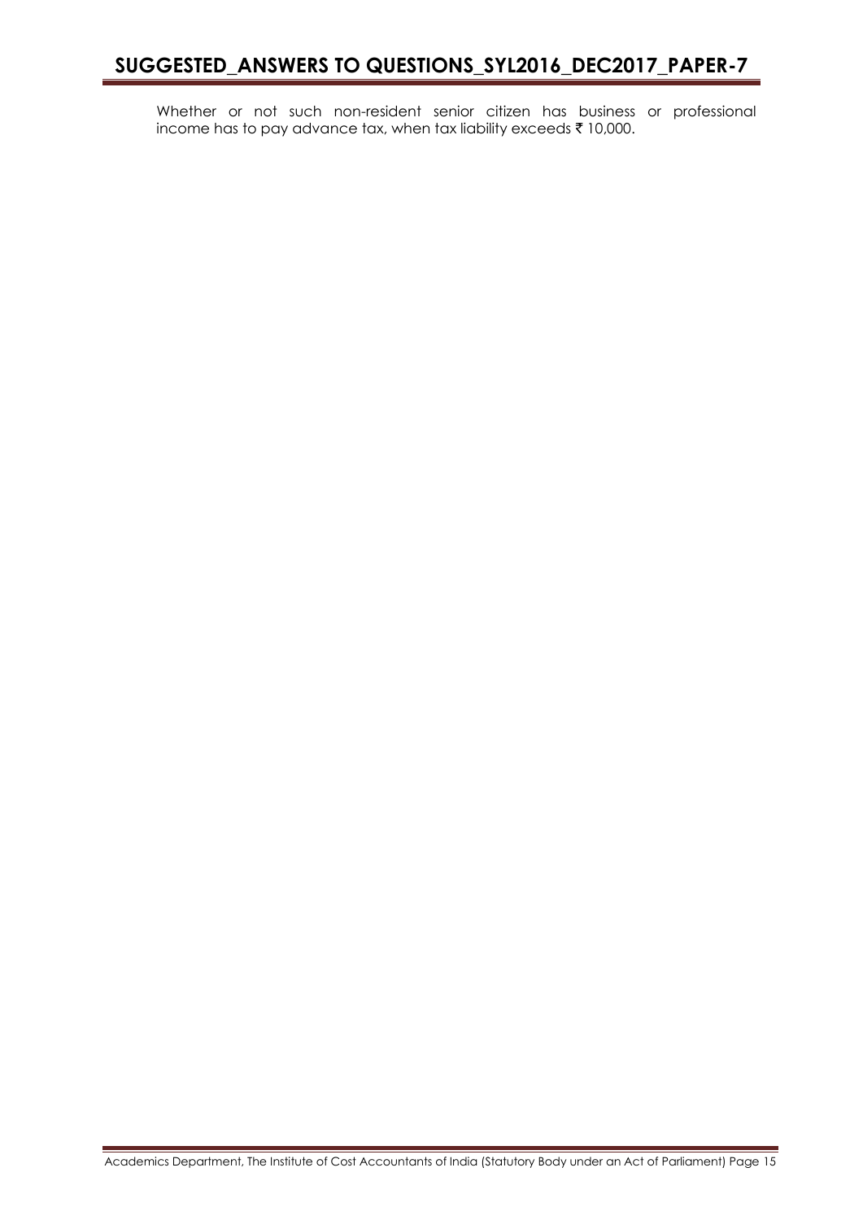Whether or not such non-resident senior citizen has business or professional income has to pay advance tax, when tax liability exceeds ₹ 10,000.